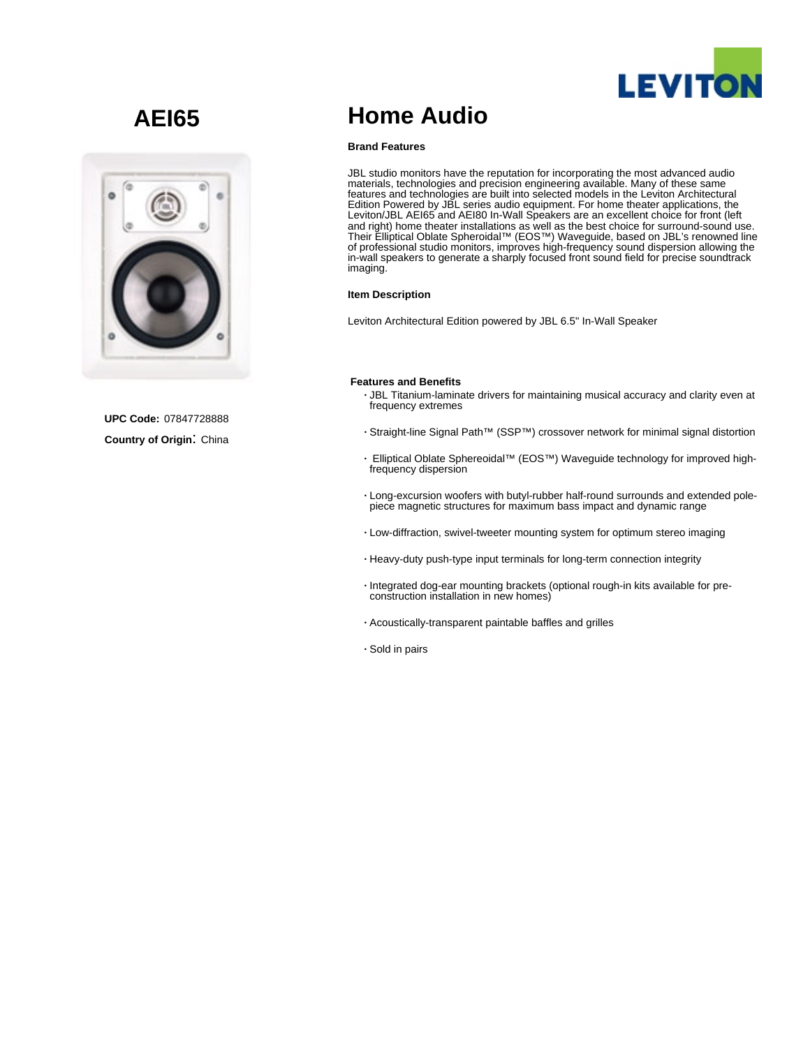# AEI65

**UPC Code:** 07847728888

**Country of Origin**: China

# Home Audio

**Brand Features**

JBL studio monitors have the reputation for incorporating the most advanced audio materials, technologies and precision engineering available. Many of these same features and technologies are built into selected models in the Leviton Architectural Edition Powered by JBL series audio equipment. For home theater applications, the Leviton/JBL AEI65 and AEI80 In-Wall Speakers are an excellent choice for front (left and right) home theater installations as well as the best choice for surround-sound use. Their Elliptical Oblate Spheroidal™ (EOS™) Waveguide, based on JBL's renowned line of professional studio monitors, improves high-frequency sound dispersion allowing the in-wall speakers to generate a sharply focused front sound field for precise soundtrack imaging.

**Item Description**

Leviton Architectural Edition powered by JBL 6.5" In-Wall Speaker

**Features and Benefits**

- JBL Titanium-laminate drivers for maintaining musical accuracy and clarity even at frequency extremes
- Straight-line Signal Path™ (SSP™) crossover network for minimal signal distortion
- Elliptical Oblate Sphereoidal™ (EOS™) Waveguide technology for improved high-frequency dispersion
- Long-excursion woofers with butyl-rubber half-round surrounds and extended pole-piece magnetic structures for maximum bass impact and dynamic range
- Low-diffraction, swivel-tweeter mounting system for optimum stereo imaging
- Heavy-duty push-type input terminals for long-term connection integrity
- Integrated dog-ear mounting brackets (optional rough-in kits available for pre-construction installation in new homes)
- Acoustically-transparent paintable baffles and grilles
- Sold in pairs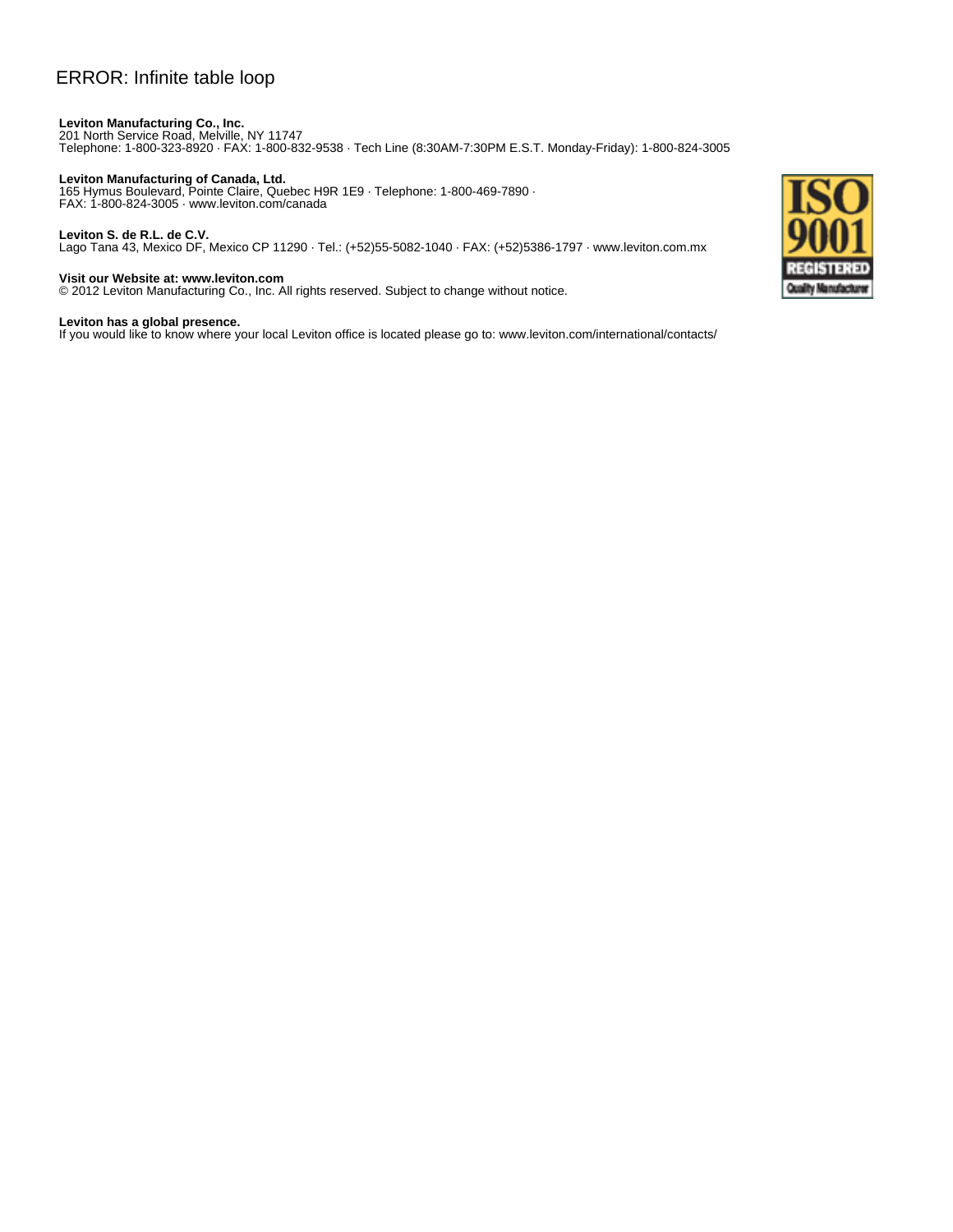ERROR: Infinite table loop

**Leviton Manufacturing Co., Inc.**
201 North Service Road, Melville, NY 11747
Telephone: 1-800-323-8920 · FAX: 1-800-832-9538 · Tech Line (8:30AM-7:30PM E.S.T. Monday-Friday): 1-800-824-3005

**Leviton Manufacturing of Canada, Ltd.**
165 Hymus Boulevard, Pointe Claire, Quebec H9R 1E9 · Telephone: 1-800-469-7890 ·
FAX: 1-800-824-3005 · www.leviton.com/canada

**Leviton S. de R.L. de C.V.**
Lago Tana 43, Mexico DF, Mexico CP 11290 · Tel.: (+52)55-5082-1040 · FAX: (+52)5386-1797 · www.leviton.com.mx

**Visit our Website at: www.leviton.com**
© 2012 Leviton Manufacturing Co., Inc. All rights reserved. Subject to change without notice.

**Leviton has a global presence.**
If you would like to know where your local Leviton office is located please go to: www.leviton.com/international/contacts/

ISO 9001 REGISTERED Quality Manufacturer